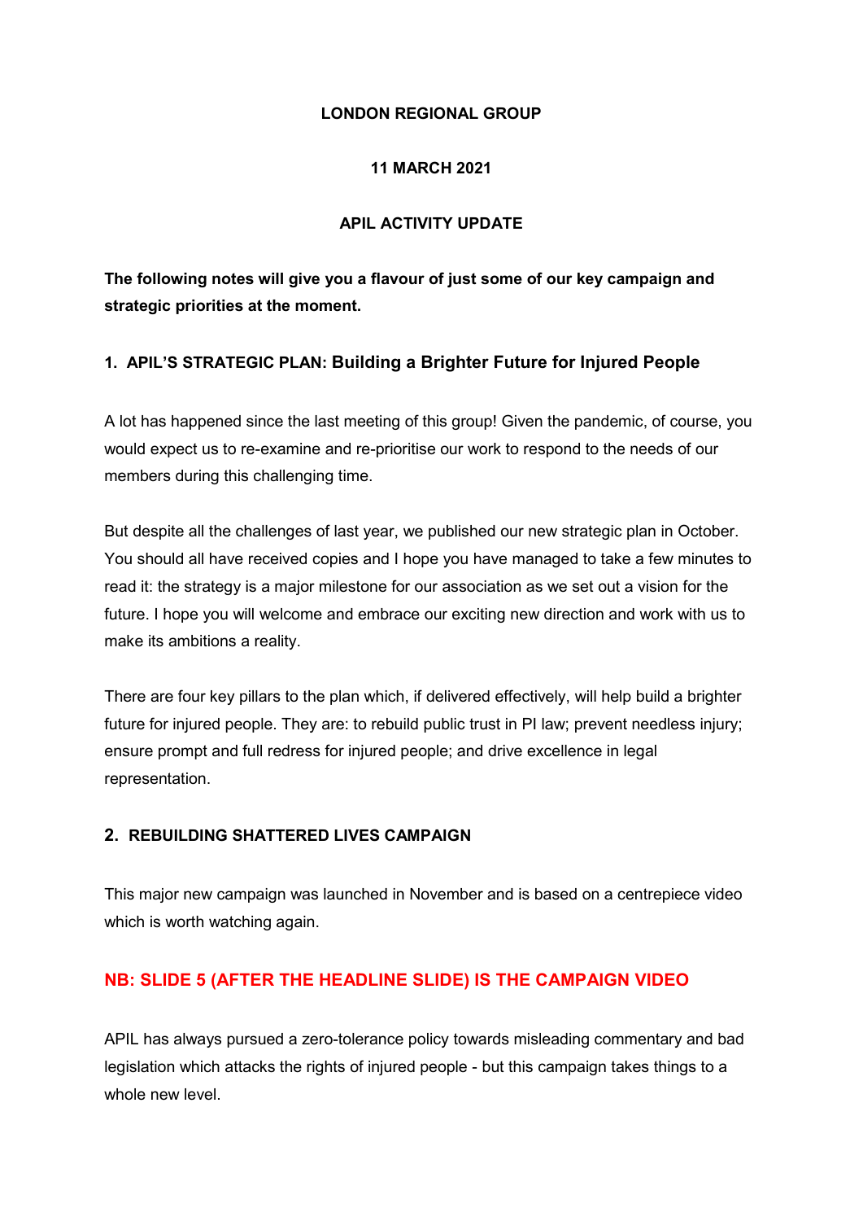**LONDON REGIONAL GROUP**

**11 MARCH 2021**

**APIL ACTIVITY UPDATE**

**The following notes will give you a flavour of just some of our key campaign and strategic priorities at the moment.**

## 1. APIL'S STRATEGIC PLAN: Building a Brighter Future for Injured People

A lot has happened since the last meeting of this group! Given the pandemic, of course, you would expect us to re-examine and re-prioritise our work to respond to the needs of our members during this challenging time.

But despite all the challenges of last year, we published our new strategic plan in October. You should all have received copies and I hope you have managed to take a few minutes to read it: the strategy is a major milestone for our association as we set out a vision for the future. I hope you will welcome and embrace our exciting new direction and work with us to make its ambitions a reality.

There are four key pillars to the plan which, if delivered effectively, will help build a brighter future for injured people. They are: to rebuild public trust in PI law; prevent needless injury; ensure prompt and full redress for injured people; and drive excellence in legal representation.

## 2. REBUILDING SHATTERED LIVES CAMPAIGN

This major new campaign was launched in November and is based on a centrepiece video which is worth watching again.

**NB: SLIDE 5 (AFTER THE HEADLINE SLIDE) IS THE CAMPAIGN VIDEO**

APIL has always pursued a zero-tolerance policy towards misleading commentary and bad legislation which attacks the rights of injured people - but this campaign takes things to a whole new level.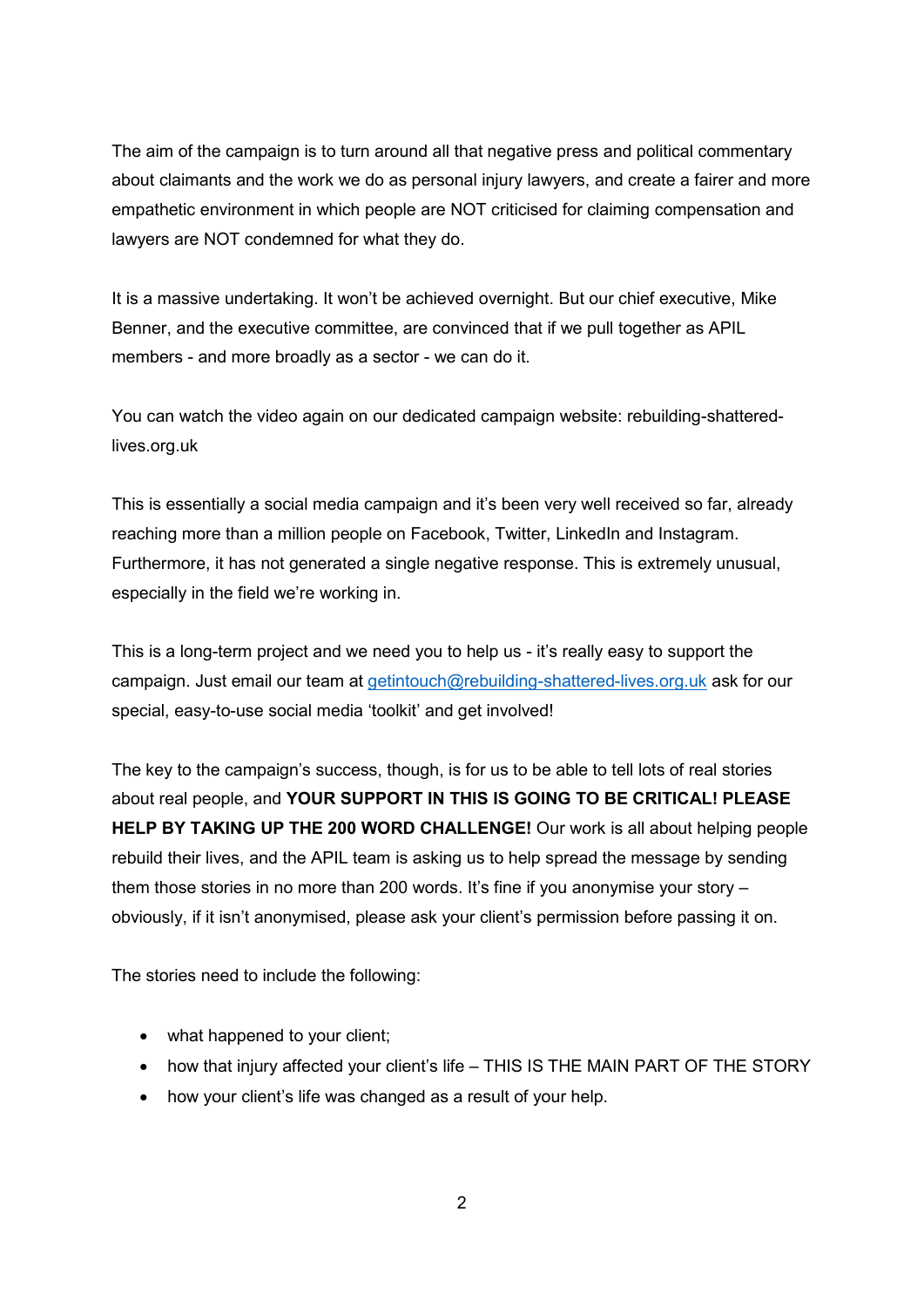The aim of the campaign is to turn around all that negative press and political commentary about claimants and the work we do as personal injury lawyers, and create a fairer and more empathetic environment in which people are NOT criticised for claiming compensation and lawyers are NOT condemned for what they do.

It is a massive undertaking. It won't be achieved overnight. But our chief executive, Mike Benner, and the executive committee, are convinced that if we pull together as APIL members - and more broadly as a sector - we can do it.

You can watch the video again on our dedicated campaign website: rebuilding-shattered-lives.org.uk

This is essentially a social media campaign and it's been very well received so far, already reaching more than a million people on Facebook, Twitter, LinkedIn and Instagram. Furthermore, it has not generated a single negative response. This is extremely unusual, especially in the field we're working in.

This is a long-term project and we need you to help us - it's really easy to support the campaign. Just email our team at [getintouch@rebuilding-shattered-lives.org.uk](mailto:getintouch@rebuilding-shattered-lives.org.uk) ask for our special, easy-to-use social media 'toolkit' and get involved!

The key to the campaign's success, though, is for us to be able to tell lots of real stories about real people, and **YOUR SUPPORT IN THIS IS GOING TO BE CRITICAL! PLEASE HELP BY TAKING UP THE 200 WORD CHALLENGE!** Our work is all about helping people rebuild their lives, and the APIL team is asking us to help spread the message by sending them those stories in no more than 200 words. It's fine if you anonymise your story – obviously, if it isn't anonymised, please ask your client's permission before passing it on.

The stories need to include the following:

- what happened to your client;
- how that injury affected your client's life – THIS IS THE MAIN PART OF THE STORY
- how your client's life was changed as a result of your help.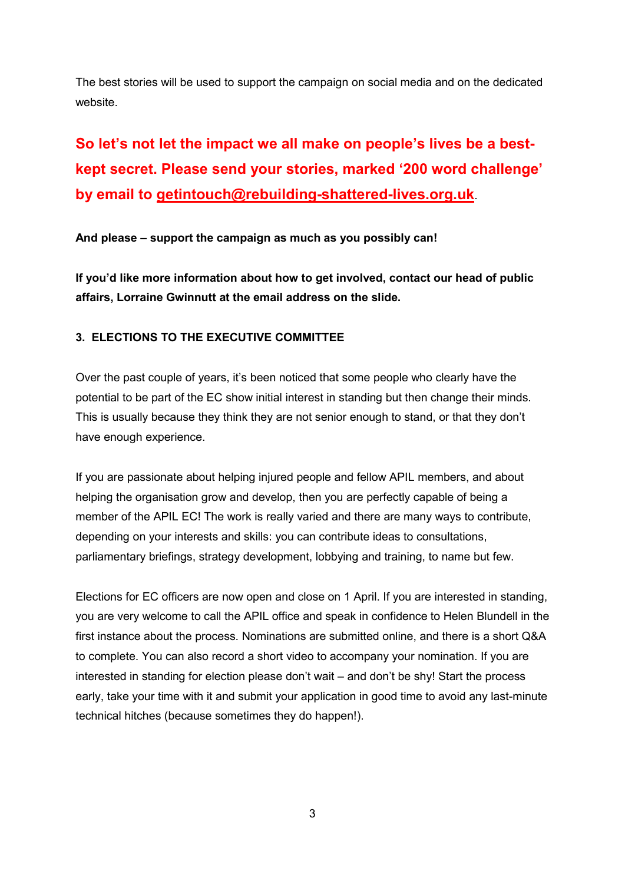The best stories will be used to support the campaign on social media and on the dedicated website.

**So let's not let the impact we all make on people's lives be a best-kept secret. Please send your stories, marked '200 word challenge' by email to getintouch@rebuilding-shattered-lives.org.uk.**

**And please – support the campaign as much as you possibly can!**

**If you'd like more information about how to get involved, contact our head of public affairs, Lorraine Gwinnutt at the email address on the slide.**

**3. ELECTIONS TO THE EXECUTIVE COMMITTEE**

Over the past couple of years, it's been noticed that some people who clearly have the potential to be part of the EC show initial interest in standing but then change their minds. This is usually because they think they are not senior enough to stand, or that they don't have enough experience.

If you are passionate about helping injured people and fellow APIL members, and about helping the organisation grow and develop, then you are perfectly capable of being a member of the APIL EC! The work is really varied and there are many ways to contribute, depending on your interests and skills: you can contribute ideas to consultations, parliamentary briefings, strategy development, lobbying and training, to name but few.

Elections for EC officers are now open and close on 1 April. If you are interested in standing, you are very welcome to call the APIL office and speak in confidence to Helen Blundell in the first instance about the process. Nominations are submitted online, and there is a short Q&A to complete. You can also record a short video to accompany your nomination. If you are interested in standing for election please don't wait – and don't be shy! Start the process early, take your time with it and submit your application in good time to avoid any last-minute technical hitches (because sometimes they do happen!).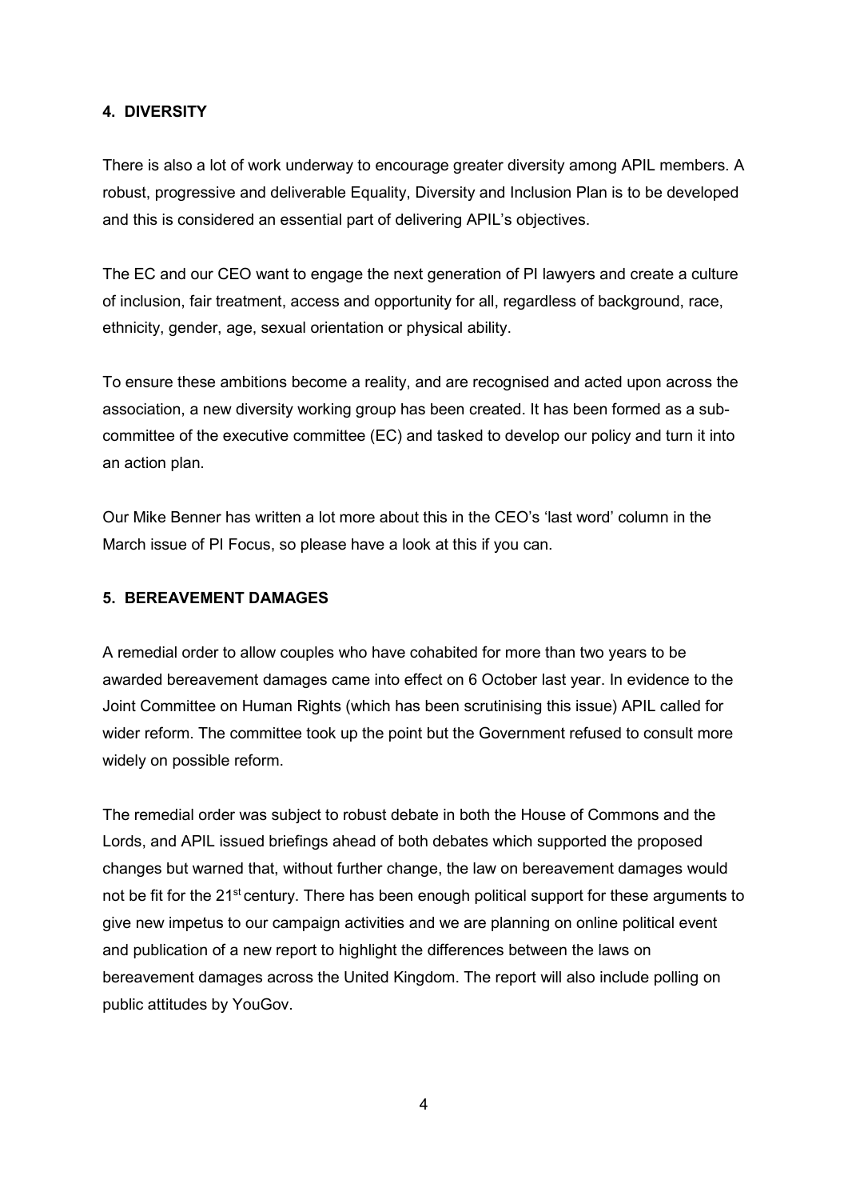## 4. DIVERSITY

There is also a lot of work underway to encourage greater diversity among APIL members. A robust, progressive and deliverable Equality, Diversity and Inclusion Plan is to be developed and this is considered an essential part of delivering APIL's objectives.

The EC and our CEO want to engage the next generation of PI lawyers and create a culture of inclusion, fair treatment, access and opportunity for all, regardless of background, race, ethnicity, gender, age, sexual orientation or physical ability.

To ensure these ambitions become a reality, and are recognised and acted upon across the association, a new diversity working group has been created. It has been formed as a sub-committee of the executive committee (EC) and tasked to develop our policy and turn it into an action plan.

Our Mike Benner has written a lot more about this in the CEO's 'last word' column in the March issue of PI Focus, so please have a look at this if you can.

## 5. BEREAVEMENT DAMAGES

A remedial order to allow couples who have cohabited for more than two years to be awarded bereavement damages came into effect on 6 October last year. In evidence to the Joint Committee on Human Rights (which has been scrutinising this issue) APIL called for wider reform. The committee took up the point but the Government refused to consult more widely on possible reform.

The remedial order was subject to robust debate in both the House of Commons and the Lords, and APIL issued briefings ahead of both debates which supported the proposed changes but warned that, without further change, the law on bereavement damages would not be fit for the 21st century. There has been enough political support for these arguments to give new impetus to our campaign activities and we are planning on online political event and publication of a new report to highlight the differences between the laws on bereavement damages across the United Kingdom. The report will also include polling on public attitudes by YouGov.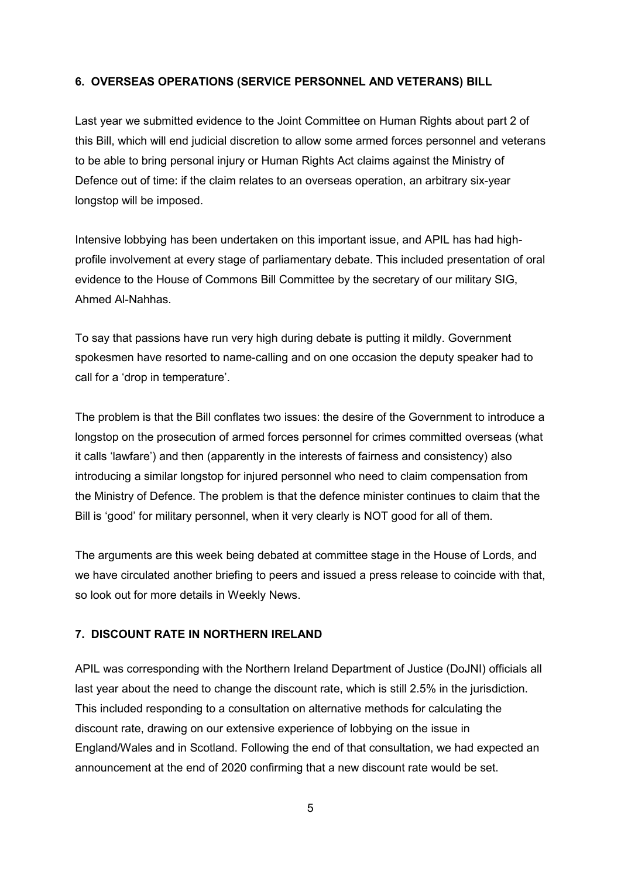## 6. OVERSEAS OPERATIONS (SERVICE PERSONNEL AND VETERANS) BILL

Last year we submitted evidence to the Joint Committee on Human Rights about part 2 of this Bill, which will end judicial discretion to allow some armed forces personnel and veterans to be able to bring personal injury or Human Rights Act claims against the Ministry of Defence out of time: if the claim relates to an overseas operation, an arbitrary six-year longstop will be imposed.

Intensive lobbying has been undertaken on this important issue, and APIL has had high-profile involvement at every stage of parliamentary debate. This included presentation of oral evidence to the House of Commons Bill Committee by the secretary of our military SIG, Ahmed Al-Nahhas.

To say that passions have run very high during debate is putting it mildly. Government spokesmen have resorted to name-calling and on one occasion the deputy speaker had to call for a 'drop in temperature'.

The problem is that the Bill conflates two issues: the desire of the Government to introduce a longstop on the prosecution of armed forces personnel for crimes committed overseas (what it calls 'lawfare') and then (apparently in the interests of fairness and consistency) also introducing a similar longstop for injured personnel who need to claim compensation from the Ministry of Defence. The problem is that the defence minister continues to claim that the Bill is 'good' for military personnel, when it very clearly is NOT good for all of them.

The arguments are this week being debated at committee stage in the House of Lords, and we have circulated another briefing to peers and issued a press release to coincide with that, so look out for more details in Weekly News.

## 7. DISCOUNT RATE IN NORTHERN IRELAND

APIL was corresponding with the Northern Ireland Department of Justice (DoJNI) officials all last year about the need to change the discount rate, which is still 2.5% in the jurisdiction. This included responding to a consultation on alternative methods for calculating the discount rate, drawing on our extensive experience of lobbying on the issue in England/Wales and in Scotland. Following the end of that consultation, we had expected an announcement at the end of 2020 confirming that a new discount rate would be set.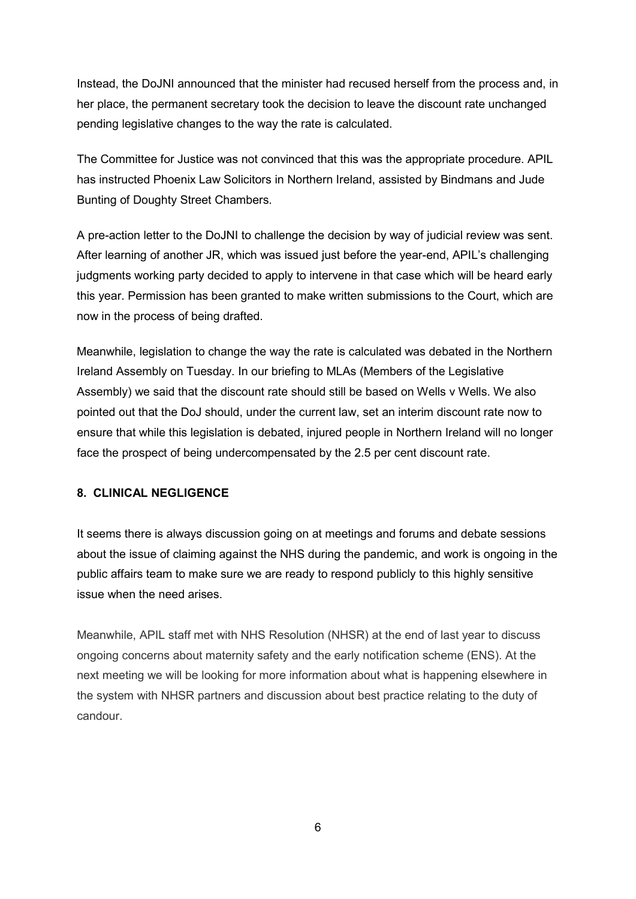Instead, the DoJNI announced that the minister had recused herself from the process and, in her place, the permanent secretary took the decision to leave the discount rate unchanged pending legislative changes to the way the rate is calculated.

The Committee for Justice was not convinced that this was the appropriate procedure. APIL has instructed Phoenix Law Solicitors in Northern Ireland, assisted by Bindmans and Jude Bunting of Doughty Street Chambers.

A pre-action letter to the DoJNI to challenge the decision by way of judicial review was sent. After learning of another JR, which was issued just before the year-end, APIL's challenging judgments working party decided to apply to intervene in that case which will be heard early this year. Permission has been granted to make written submissions to the Court, which are now in the process of being drafted.

Meanwhile, legislation to change the way the rate is calculated was debated in the Northern Ireland Assembly on Tuesday. In our briefing to MLAs (Members of the Legislative Assembly) we said that the discount rate should still be based on Wells v Wells. We also pointed out that the DoJ should, under the current law, set an interim discount rate now to ensure that while this legislation is debated, injured people in Northern Ireland will no longer face the prospect of being undercompensated by the 2.5 per cent discount rate.

## 8. CLINICAL NEGLIGENCE

It seems there is always discussion going on at meetings and forums and debate sessions about the issue of claiming against the NHS during the pandemic, and work is ongoing in the public affairs team to make sure we are ready to respond publicly to this highly sensitive issue when the need arises.

Meanwhile, APIL staff met with NHS Resolution (NHSR) at the end of last year to discuss ongoing concerns about maternity safety and the early notification scheme (ENS). At the next meeting we will be looking for more information about what is happening elsewhere in the system with NHSR partners and discussion about best practice relating to the duty of candour.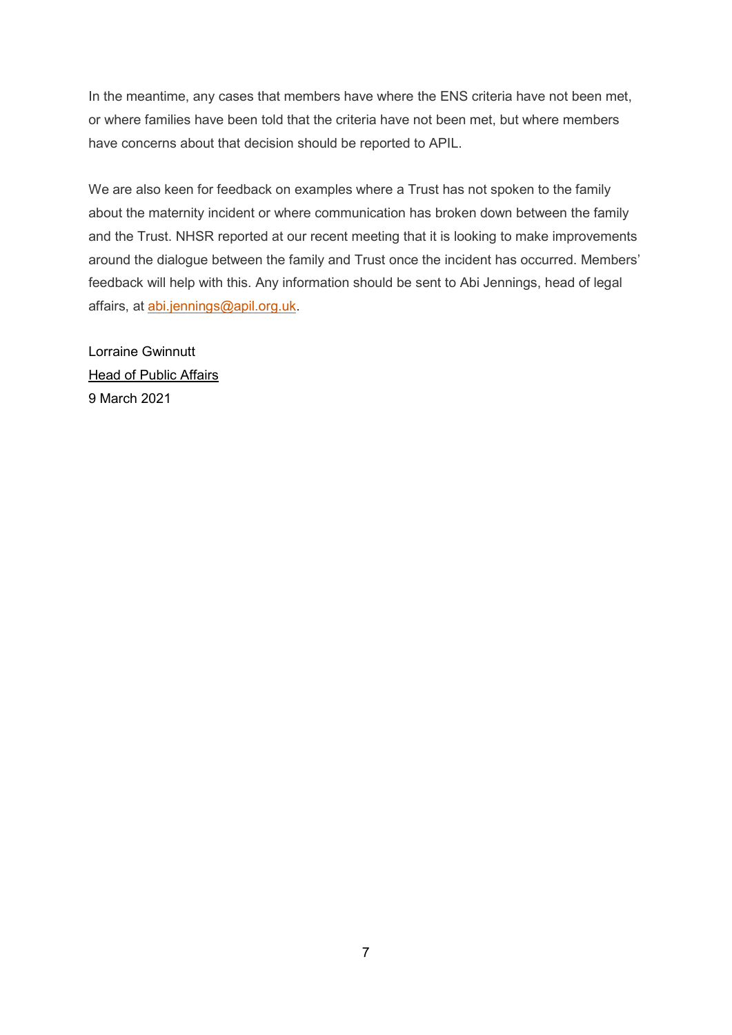In the meantime, any cases that members have where the ENS criteria have not been met, or where families have been told that the criteria have not been met, but where members have concerns about that decision should be reported to APIL.

We are also keen for feedback on examples where a Trust has not spoken to the family about the maternity incident or where communication has broken down between the family and the Trust. NHSR reported at our recent meeting that it is looking to make improvements around the dialogue between the family and Trust once the incident has occurred. Members' feedback will help with this. Any information should be sent to Abi Jennings, head of legal affairs, at abi.jennings@apil.org.uk.

Lorraine Gwinnutt
Head of Public Affairs
9 March 2021